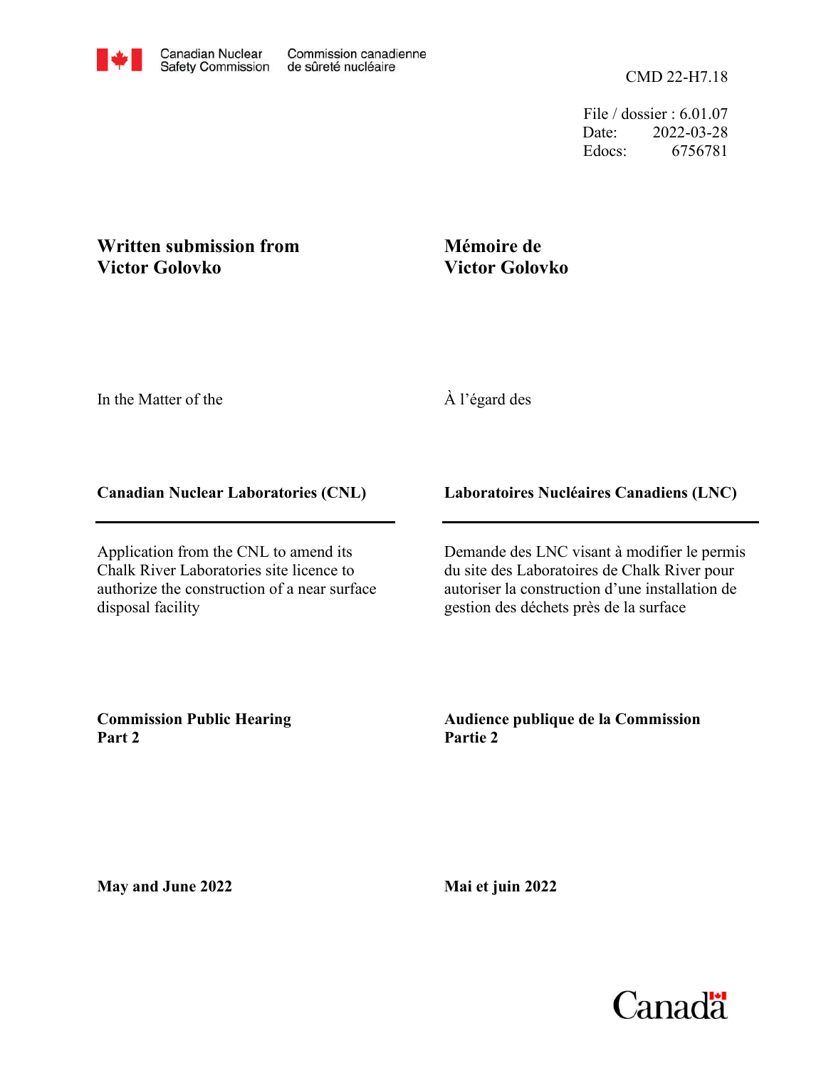Canadian Nuclear Safety Commission — Commission canadienne de sûreté nucléaire

CMD 22-H7.18

File / dossier : 6.01.07
Date: 2022-03-28
Edocs: 6756781

**Written submission from Victor Golovko**

**Mémoire de Victor Golovko**

In the Matter of the

À l'égard des

**Canadian Nuclear Laboratories (CNL)**

**Laboratoires Nucléaires Canadiens (LNC)**

Application from the CNL to amend its Chalk River Laboratories site licence to authorize the construction of a near surface disposal facility

Demande des LNC visant à modifier le permis du site des Laboratoires de Chalk River pour autoriser la construction d'une installation de gestion des déchets près de la surface

**Commission Public Hearing Part 2**

**Audience publique de la Commission Partie 2**

**May and June 2022**

**Mai et juin 2022**

Canada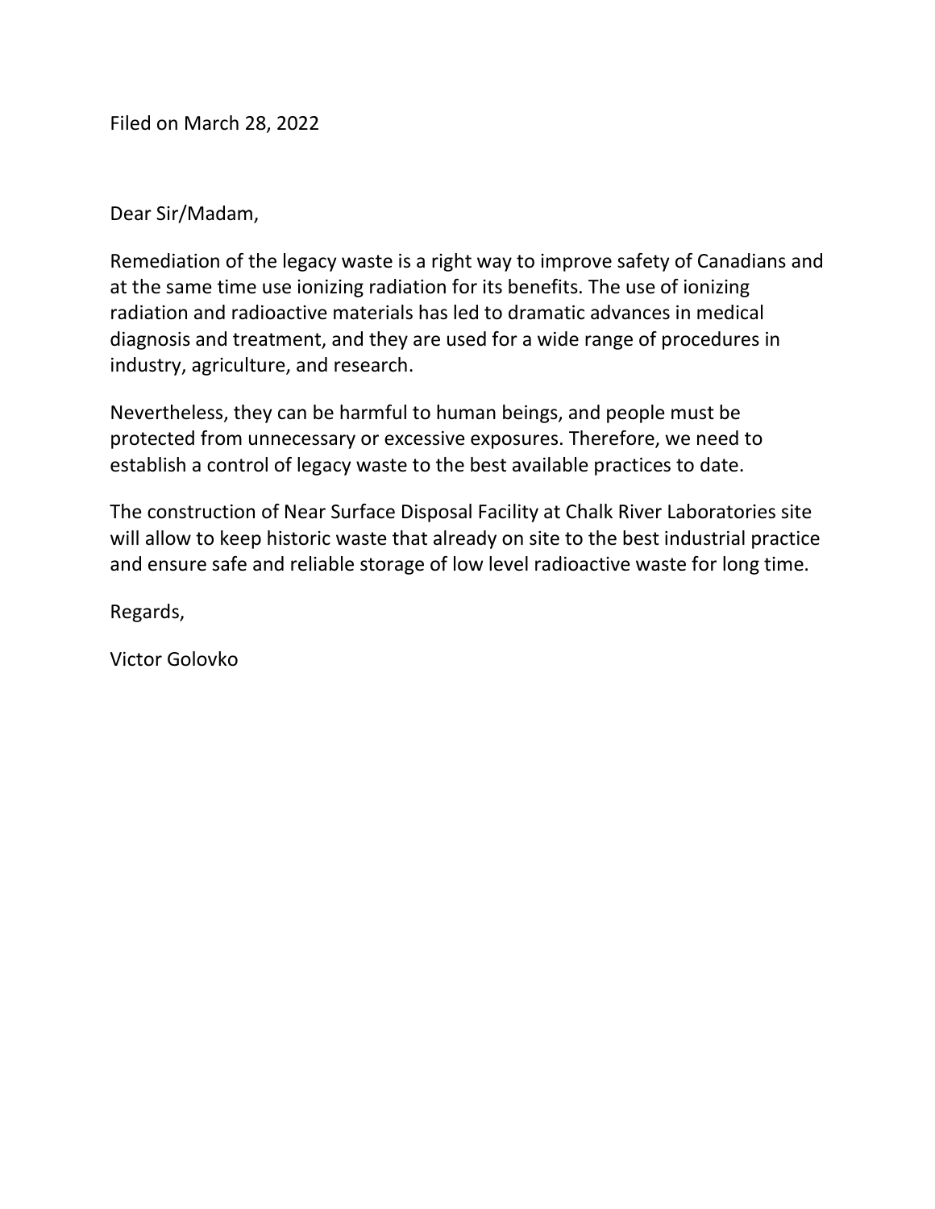Filed on March 28, 2022

Dear Sir/Madam,

Remediation of the legacy waste is a right way to improve safety of Canadians and at the same time use ionizing radiation for its benefits. The use of ionizing radiation and radioactive materials has led to dramatic advances in medical diagnosis and treatment, and they are used for a wide range of procedures in industry, agriculture, and research.

Nevertheless, they can be harmful to human beings, and people must be protected from unnecessary or excessive exposures. Therefore, we need to establish a control of legacy waste to the best available practices to date.

The construction of Near Surface Disposal Facility at Chalk River Laboratories site will allow to keep historic waste that already on site to the best industrial practice and ensure safe and reliable storage of low level radioactive waste for long time.

Regards,

Victor Golovko